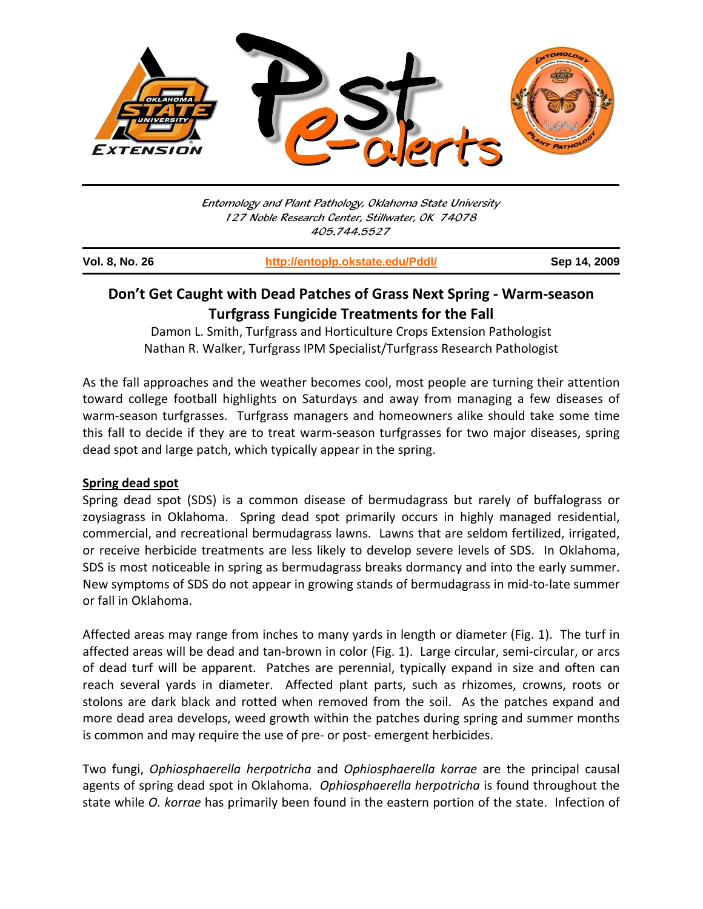Entomology and Plant Pathology, Oklahoma State University
127 Noble Research Center, Stillwater, OK 74078
405.744.5527

| Vol. 8, No. 26 | http://entoplp.okstate.edu/Pddl/ | Sep 14, 2009 |
| --- | --- | --- |

# Don't Get Caught with Dead Patches of Grass Next Spring - Warm-season Turfgrass Fungicide Treatments for the Fall

Damon L. Smith, Turfgrass and Horticulture Crops Extension Pathologist
Nathan R. Walker, Turfgrass IPM Specialist/Turfgrass Research Pathologist

As the fall approaches and the weather becomes cool, most people are turning their attention toward college football highlights on Saturdays and away from managing a few diseases of warm-season turfgrasses. Turfgrass managers and homeowners alike should take some time this fall to decide if they are to treat warm-season turfgrasses for two major diseases, spring dead spot and large patch, which typically appear in the spring.

## Spring dead spot

Spring dead spot (SDS) is a common disease of bermudagrass but rarely of buffalograss or zoysiagrass in Oklahoma. Spring dead spot primarily occurs in highly managed residential, commercial, and recreational bermudagrass lawns. Lawns that are seldom fertilized, irrigated, or receive herbicide treatments are less likely to develop severe levels of SDS. In Oklahoma, SDS is most noticeable in spring as bermudagrass breaks dormancy and into the early summer. New symptoms of SDS do not appear in growing stands of bermudagrass in mid-to-late summer or fall in Oklahoma.

Affected areas may range from inches to many yards in length or diameter (Fig. 1). The turf in affected areas will be dead and tan-brown in color (Fig. 1). Large circular, semi-circular, or arcs of dead turf will be apparent. Patches are perennial, typically expand in size and often can reach several yards in diameter. Affected plant parts, such as rhizomes, crowns, roots or stolons are dark black and rotted when removed from the soil. As the patches expand and more dead area develops, weed growth within the patches during spring and summer months is common and may require the use of pre- or post- emergent herbicides.

Two fungi, *Ophiosphaerella herpotricha* and *Ophiosphaerella korrae* are the principal causal agents of spring dead spot in Oklahoma. *Ophiosphaerella herpotricha* is found throughout the state while *O. korrae* has primarily been found in the eastern portion of the state. Infection of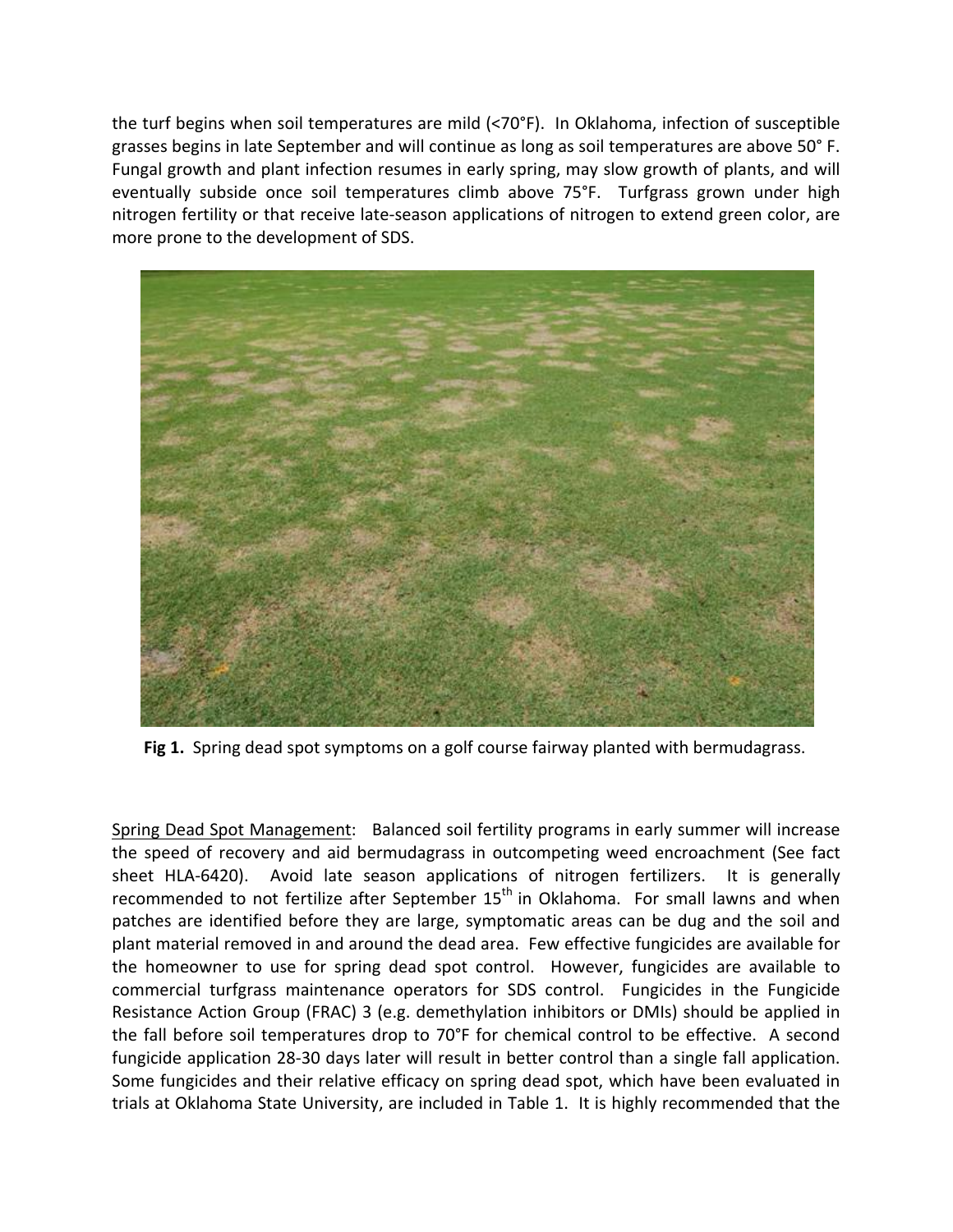the turf begins when soil temperatures are mild (<70°F). In Oklahoma, infection of susceptible grasses begins in late September and will continue as long as soil temperatures are above 50° F. Fungal growth and plant infection resumes in early spring, may slow growth of plants, and will eventually subside once soil temperatures climb above 75°F. Turfgrass grown under high nitrogen fertility or that receive late-season applications of nitrogen to extend green color, are more prone to the development of SDS.

**Fig 1.** Spring dead spot symptoms on a golf course fairway planted with bermudagrass.

Spring Dead Spot Management: Balanced soil fertility programs in early summer will increase the speed of recovery and aid bermudagrass in outcompeting weed encroachment (See fact sheet HLA-6420). Avoid late season applications of nitrogen fertilizers. It is generally recommended to not fertilize after September 15th in Oklahoma. For small lawns and when patches are identified before they are large, symptomatic areas can be dug and the soil and plant material removed in and around the dead area. Few effective fungicides are available for the homeowner to use for spring dead spot control. However, fungicides are available to commercial turfgrass maintenance operators for SDS control. Fungicides in the Fungicide Resistance Action Group (FRAC) 3 (e.g. demethylation inhibitors or DMIs) should be applied in the fall before soil temperatures drop to 70°F for chemical control to be effective. A second fungicide application 28-30 days later will result in better control than a single fall application. Some fungicides and their relative efficacy on spring dead spot, which have been evaluated in trials at Oklahoma State University, are included in Table 1. It is highly recommended that the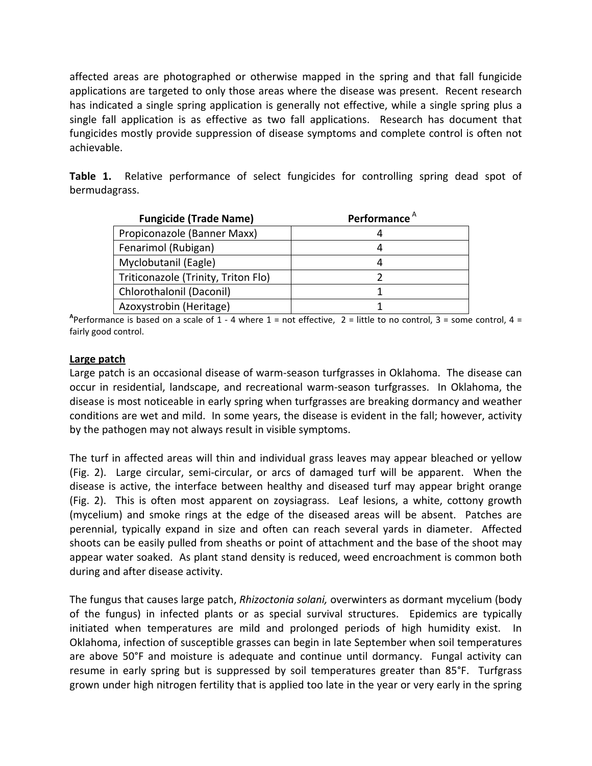affected areas are photographed or otherwise mapped in the spring and that fall fungicide applications are targeted to only those areas where the disease was present. Recent research has indicated a single spring application is generally not effective, while a single spring plus a single fall application is as effective as two fall applications. Research has document that fungicides mostly provide suppression of disease symptoms and complete control is often not achievable.

**Table 1.** Relative performance of select fungicides for controlling spring dead spot of bermudagrass.

| Fungicide (Trade Name) | Performance [A] |
|---|---|
| Propiconazole (Banner Maxx) | 4 |
| Fenarimol (Rubigan) | 4 |
| Myclobutanil (Eagle) | 4 |
| Triticonazole (Trinity, Triton Flo) | 2 |
| Chlorothalonil (Daconil) | 1 |
| Azoxystrobin (Heritage) | 1 |

**[A]** Performance is based on a scale of 1 - 4 where 1 = not effective, 2 = little to no control, 3 = some control, 4 = fairly good control.

## Large patch

Large patch is an occasional disease of warm-season turfgrasses in Oklahoma. The disease can occur in residential, landscape, and recreational warm-season turfgrasses. In Oklahoma, the disease is most noticeable in early spring when turfgrasses are breaking dormancy and weather conditions are wet and mild. In some years, the disease is evident in the fall; however, activity by the pathogen may not always result in visible symptoms.

The turf in affected areas will thin and individual grass leaves may appear bleached or yellow (Fig. 2). Large circular, semi-circular, or arcs of damaged turf will be apparent. When the disease is active, the interface between healthy and diseased turf may appear bright orange (Fig. 2). This is often most apparent on zoysiagrass. Leaf lesions, a white, cottony growth (mycelium) and smoke rings at the edge of the diseased areas will be absent. Patches are perennial, typically expand in size and often can reach several yards in diameter. Affected shoots can be easily pulled from sheaths or point of attachment and the base of the shoot may appear water soaked. As plant stand density is reduced, weed encroachment is common both during and after disease activity.

The fungus that causes large patch, *Rhizoctonia solani,* overwinters as dormant mycelium (body of the fungus) in infected plants or as special survival structures. Epidemics are typically initiated when temperatures are mild and prolonged periods of high humidity exist. In Oklahoma, infection of susceptible grasses can begin in late September when soil temperatures are above 50°F and moisture is adequate and continue until dormancy. Fungal activity can resume in early spring but is suppressed by soil temperatures greater than 85°F. Turfgrass grown under high nitrogen fertility that is applied too late in the year or very early in the spring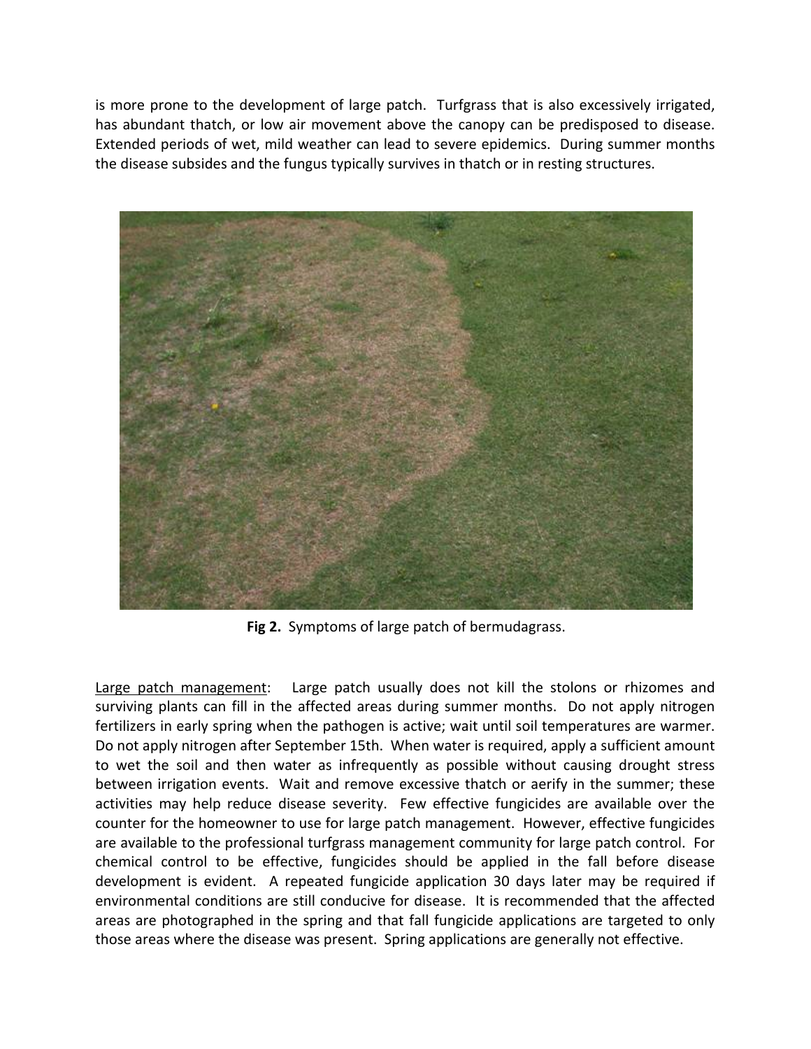is more prone to the development of large patch. Turfgrass that is also excessively irrigated, has abundant thatch, or low air movement above the canopy can be predisposed to disease. Extended periods of wet, mild weather can lead to severe epidemics. During summer months the disease subsides and the fungus typically survives in thatch or in resting structures.

**Fig 2.** Symptoms of large patch of bermudagrass.

Large patch management: Large patch usually does not kill the stolons or rhizomes and surviving plants can fill in the affected areas during summer months. Do not apply nitrogen fertilizers in early spring when the pathogen is active; wait until soil temperatures are warmer. Do not apply nitrogen after September 15th. When water is required, apply a sufficient amount to wet the soil and then water as infrequently as possible without causing drought stress between irrigation events. Wait and remove excessive thatch or aerify in the summer; these activities may help reduce disease severity. Few effective fungicides are available over the counter for the homeowner to use for large patch management. However, effective fungicides are available to the professional turfgrass management community for large patch control. For chemical control to be effective, fungicides should be applied in the fall before disease development is evident. A repeated fungicide application 30 days later may be required if environmental conditions are still conducive for disease. It is recommended that the affected areas are photographed in the spring and that fall fungicide applications are targeted to only those areas where the disease was present. Spring applications are generally not effective.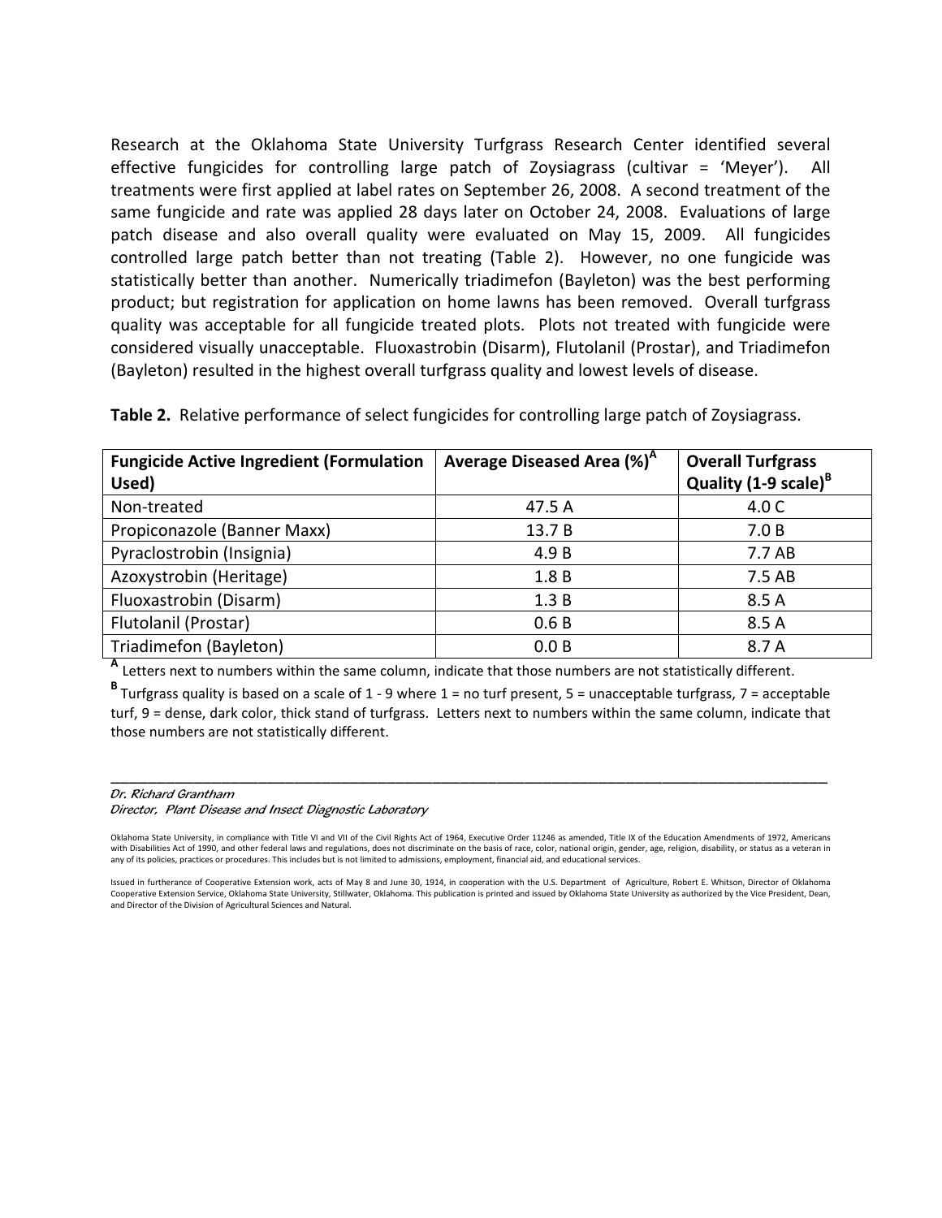Research at the Oklahoma State University Turfgrass Research Center identified several effective fungicides for controlling large patch of Zoysiagrass (cultivar = 'Meyer'). All treatments were first applied at label rates on September 26, 2008. A second treatment of the same fungicide and rate was applied 28 days later on October 24, 2008. Evaluations of large patch disease and also overall quality were evaluated on May 15, 2009. All fungicides controlled large patch better than not treating (Table 2). However, no one fungicide was statistically better than another. Numerically triadimefon (Bayleton) was the best performing product; but registration for application on home lawns has been removed. Overall turfgrass quality was acceptable for all fungicide treated plots. Plots not treated with fungicide were considered visually unacceptable. Fluoxastrobin (Disarm), Flutolanil (Prostar), and Triadimefon (Bayleton) resulted in the highest overall turfgrass quality and lowest levels of disease.

**Table 2.** Relative performance of select fungicides for controlling large patch of Zoysiagrass.

| Fungicide Active Ingredient (Formulation Used) | Average Diseased Area (%)[A] | Overall Turfgrass Quality (1-9 scale)[B] |
|---|---|---|
| Non-treated | 47.5 A | 4.0 C |
| Propiconazole (Banner Maxx) | 13.7 B | 7.0 B |
| Pyraclostrobin (Insignia) | 4.9 B | 7.7 AB |
| Azoxystrobin (Heritage) | 1.8 B | 7.5 AB |
| Fluoxastrobin (Disarm) | 1.3 B | 8.5 A |
| Flutolanil (Prostar) | 0.6 B | 8.5 A |
| Triadimefon (Bayleton) | 0.0 B | 8.7 A |

[A] Letters next to numbers within the same column, indicate that those numbers are not statistically different.

[B] Turfgrass quality is based on a scale of 1 - 9 where 1 = no turf present, 5 = unacceptable turfgrass, 7 = acceptable turf, 9 = dense, dark color, thick stand of turfgrass. Letters next to numbers within the same column, indicate that those numbers are not statistically different.

---

*Dr. Richard Grantham*
*Director, Plant Disease and Insect Diagnostic Laboratory*

Oklahoma State University, in compliance with Title VI and VII of the Civil Rights Act of 1964, Executive Order 11246 as amended, Title IX of the Education Amendments of 1972, Americans with Disabilities Act of 1990, and other federal laws and regulations, does not discriminate on the basis of race, color, national origin, gender, age, religion, disability, or status as a veteran in any of its policies, practices or procedures. This includes but is not limited to admissions, employment, financial aid, and educational services.

Issued in furtherance of Cooperative Extension work, acts of May 8 and June 30, 1914, in cooperation with the U.S. Department of Agriculture, Robert E. Whitson, Director of Oklahoma Cooperative Extension Service, Oklahoma State University, Stillwater, Oklahoma. This publication is printed and issued by Oklahoma State University as authorized by the Vice President, Dean, and Director of the Division of Agricultural Sciences and Natural.